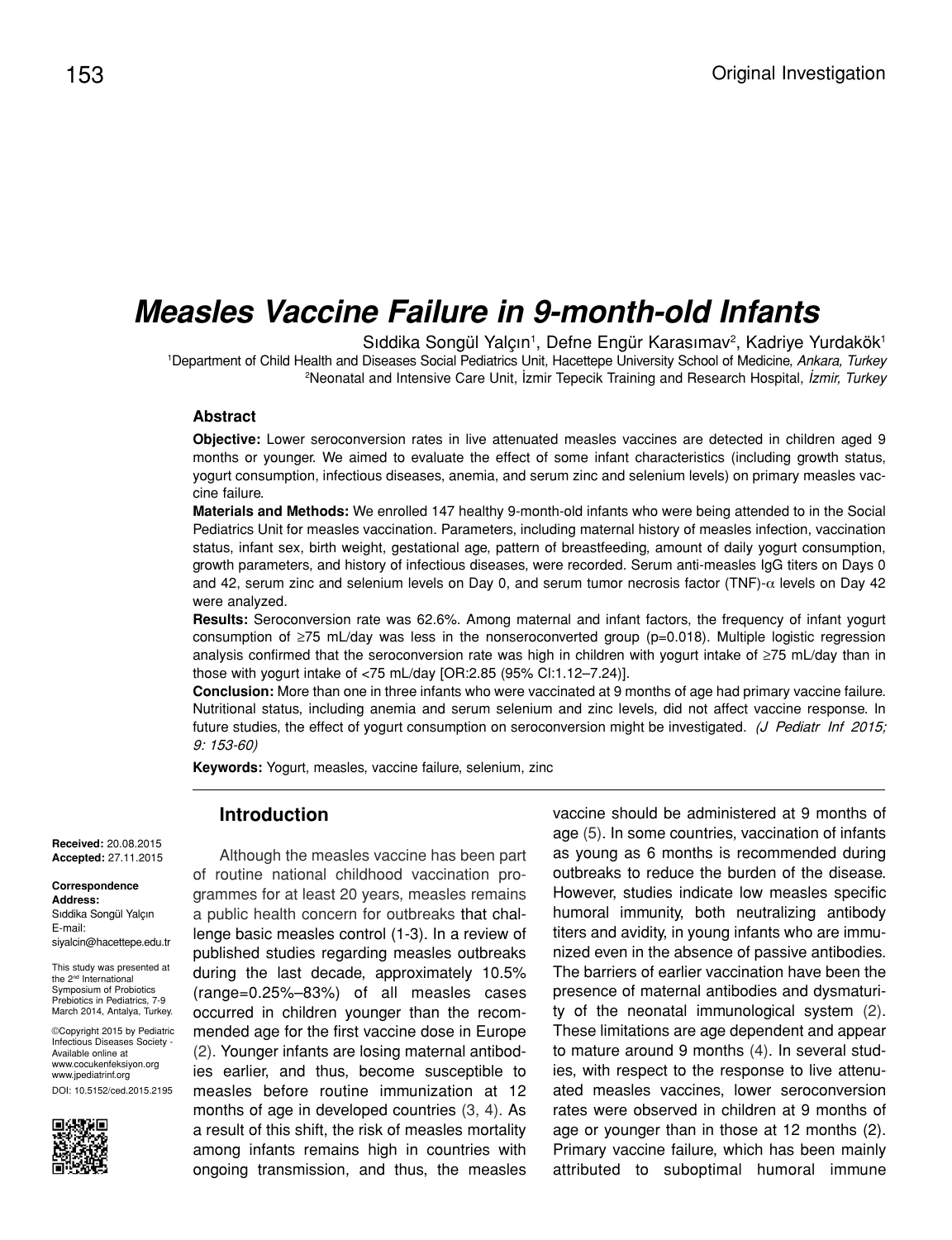Original Investigation

# Measles Vaccine Failure in 9-month-old Infants

Sıddika Songül Yalçın[1], Defne Engür Karasımav[2], Kadriye Yurdakök[1]

[1]Department of Child Health and Diseases Social Pediatrics Unit, Hacettepe University School of Medicine, *Ankara, Turkey*

[2]Neonatal and Intensive Care Unit, İzmir Tepecik Training and Research Hospital, *İzmir, Turkey*

### Abstract

**Objective:** Lower seroconversion rates in live attenuated measles vaccines are detected in children aged 9 months or younger. We aimed to evaluate the effect of some infant characteristics (including growth status, yogurt consumption, infectious diseases, anemia, and serum zinc and selenium levels) on primary measles vaccine failure.

**Materials and Methods:** We enrolled 147 healthy 9-month-old infants who were being attended to in the Social Pediatrics Unit for measles vaccination. Parameters, including maternal history of measles infection, vaccination status, infant sex, birth weight, gestational age, pattern of breastfeeding, amount of daily yogurt consumption, growth parameters, and history of infectious diseases, were recorded. Serum anti-measles IgG titers on Days 0 and 42, serum zinc and selenium levels on Day 0, and serum tumor necrosis factor (TNF)-$\alpha$ levels on Day 42 were analyzed.

**Results:** Seroconversion rate was 62.6%. Among maternal and infant factors, the frequency of infant yogurt consumption of ≥75 mL/day was less in the nonseroconverted group (p=0.018). Multiple logistic regression analysis confirmed that the seroconversion rate was high in children with yogurt intake of ≥75 mL/day than in those with yogurt intake of <75 mL/day [OR:2.85 (95% CI:1.12–7.24)].

**Conclusion:** More than one in three infants who were vaccinated at 9 months of age had primary vaccine failure. Nutritional status, including anemia and serum selenium and zinc levels, did not affect vaccine response. In future studies, the effect of yogurt consumption on seroconversion might be investigated. *(J Pediatr Inf 2015; 9: 153-60)*

**Keywords:** Yogurt, measles, vaccine failure, selenium, zinc

**Received:** 20.08.2015
**Accepted:** 27.11.2015

**Correspondence Address:**
Sıddika Songül Yalçın
E-mail: siyalcin@hacettepe.edu.tr

This study was presented at the 2nd International Symposium of Probiotics Prebiotics in Pediatrics, 7-9 March 2014, Antalya, Turkey.

©Copyright 2015 by Pediatric Infectious Diseases Society - Available online at www.cocukenfeksiyon.org www.jpediatrinf.org

DOI: 10.5152/ced.2015.2195

## Introduction

Although the measles vaccine has been part of routine national childhood vaccination programmes for at least 20 years, measles remains a public health concern for outbreaks that challenge basic measles control (1-3). In a review of published studies regarding measles outbreaks during the last decade, approximately 10.5% (range=0.25%–83%) of all measles cases occurred in children younger than the recommended age for the first vaccine dose in Europe (2). Younger infants are losing maternal antibodies earlier, and thus, become susceptible to measles before routine immunization at 12 months of age in developed countries (3, 4). As a result of this shift, the risk of measles mortality among infants remains high in countries with ongoing transmission, and thus, the measles vaccine should be administered at 9 months of age (5). In some countries, vaccination of infants as young as 6 months is recommended during outbreaks to reduce the burden of the disease. However, studies indicate low measles specific humoral immunity, both neutralizing antibody titers and avidity, in young infants who are immunized even in the absence of passive antibodies. The barriers of earlier vaccination have been the presence of maternal antibodies and dysmaturity of the neonatal immunological system (2). These limitations are age dependent and appear to mature around 9 months (4). In several studies, with respect to the response to live attenuated measles vaccines, lower seroconversion rates were observed in children at 9 months of age or younger than in those at 12 months (2). Primary vaccine failure, which has been mainly attributed to suboptimal humoral immune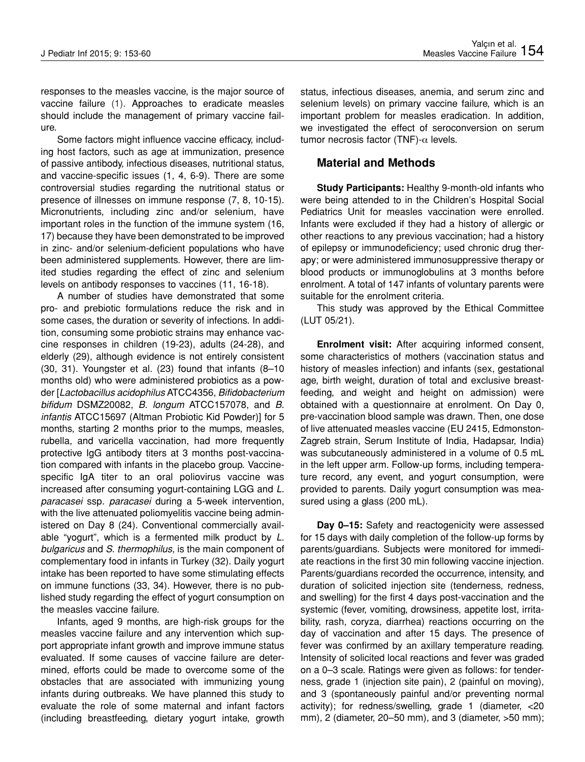responses to the measles vaccine, is the major source of vaccine failure (1). Approaches to eradicate measles should include the management of primary vaccine failure.

Some factors might influence vaccine efficacy, including host factors, such as age at immunization, presence of passive antibody, infectious diseases, nutritional status, and vaccine-specific issues (1, 4, 6-9). There are some controversial studies regarding the nutritional status or presence of illnesses on immune response (7, 8, 10-15). Micronutrients, including zinc and/or selenium, have important roles in the function of the immune system (16, 17) because they have been demonstrated to be improved in zinc- and/or selenium-deficient populations who have been administered supplements. However, there are limited studies regarding the effect of zinc and selenium levels on antibody responses to vaccines (11, 16-18).

A number of studies have demonstrated that some pro- and prebiotic formulations reduce the risk and in some cases, the duration or severity of infections. In addition, consuming some probiotic strains may enhance vaccine responses in children (19-23), adults (24-28), and elderly (29), although evidence is not entirely consistent (30, 31). Youngster et al. (23) found that infants (8–10 months old) who were administered probiotics as a powder [*Lactobacillus acidophilus* ATCC4356, *Bifidobacterium bifidum* DSMZ20082, *B. longum* ATCC157078, and *B. infantis* ATCC15697 (Altman Probiotic Kid Powder)] for 5 months, starting 2 months prior to the mumps, measles, rubella, and varicella vaccination, had more frequently protective IgG antibody titers at 3 months post-vaccination compared with infants in the placebo group. Vaccine-specific IgA titer to an oral poliovirus vaccine was increased after consuming yogurt-containing LGG and *L. paracasei* ssp. *paracasei* during a 5-week intervention, with the live attenuated poliomyelitis vaccine being administered on Day 8 (24). Conventional commercially available "yogurt", which is a fermented milk product by *L. bulgaricus* and *S. thermophilus*, is the main component of complementary food in infants in Turkey (32). Daily yogurt intake has been reported to have some stimulating effects on immune functions (33, 34). However, there is no published study regarding the effect of yogurt consumption on the measles vaccine failure.

Infants, aged 9 months, are high-risk groups for the measles vaccine failure and any intervention which support appropriate infant growth and improve immune status evaluated. If some causes of vaccine failure are determined, efforts could be made to overcome some of the obstacles that are associated with immunizing young infants during outbreaks. We have planned this study to evaluate the role of some maternal and infant factors (including breastfeeding, dietary yogurt intake, growth status, infectious diseases, anemia, and serum zinc and selenium levels) on primary vaccine failure, which is an important problem for measles eradication. In addition, we investigated the effect of seroconversion on serum tumor necrosis factor (TNF)-$\alpha$ levels.

## Material and Methods

**Study Participants:** Healthy 9-month-old infants who were being attended to in the Children's Hospital Social Pediatrics Unit for measles vaccination were enrolled. Infants were excluded if they had a history of allergic or other reactions to any previous vaccination; had a history of epilepsy or immunodeficiency; used chronic drug therapy; or were administered immunosuppressive therapy or blood products or immunoglobulins at 3 months before enrolment. A total of 147 infants of voluntary parents were suitable for the enrolment criteria.

This study was approved by the Ethical Committee (LUT 05/21).

**Enrolment visit:** After acquiring informed consent, some characteristics of mothers (vaccination status and history of measles infection) and infants (sex, gestational age, birth weight, duration of total and exclusive breastfeeding, and weight and height on admission) were obtained with a questionnaire at enrolment. On Day 0, pre-vaccination blood sample was drawn. Then, one dose of live attenuated measles vaccine (EU 2415, Edmonston-Zagreb strain, Serum Institute of India, Hadapsar, India) was subcutaneously administered in a volume of 0.5 mL in the left upper arm. Follow-up forms, including temperature record, any event, and yogurt consumption, were provided to parents. Daily yogurt consumption was measured using a glass (200 mL).

**Day 0–15:** Safety and reactogenicity were assessed for 15 days with daily completion of the follow-up forms by parents/guardians. Subjects were monitored for immediate reactions in the first 30 min following vaccine injection. Parents/guardians recorded the occurrence, intensity, and duration of solicited injection site (tenderness, redness, and swelling) for the first 4 days post-vaccination and the systemic (fever, vomiting, drowsiness, appetite lost, irritability, rash, coryza, diarrhea) reactions occurring on the day of vaccination and after 15 days. The presence of fever was confirmed by an axillary temperature reading. Intensity of solicited local reactions and fever was graded on a 0–3 scale. Ratings were given as follows: for tenderness, grade 1 (injection site pain), 2 (painful on moving), and 3 (spontaneously painful and/or preventing normal activity); for redness/swelling, grade 1 (diameter, <20 mm), 2 (diameter, 20–50 mm), and 3 (diameter, >50 mm);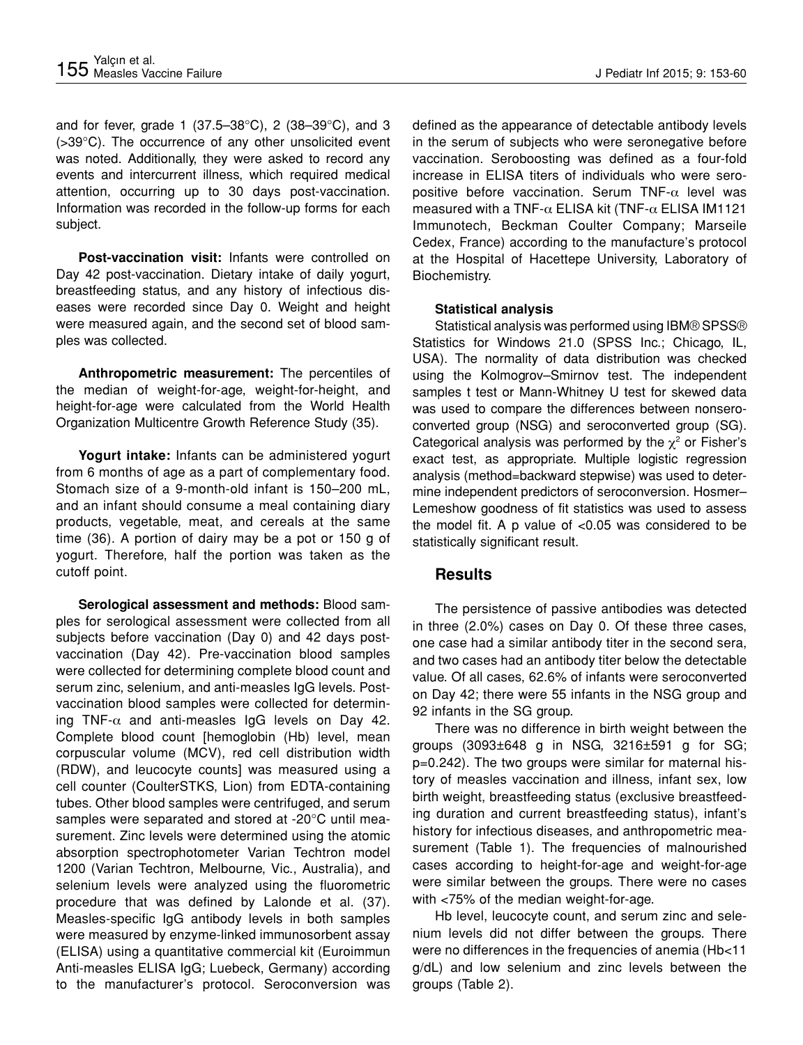and for fever, grade 1 (37.5–38°C), 2 (38–39°C), and 3 (>39°C). The occurrence of any other unsolicited event was noted. Additionally, they were asked to record any events and intercurrent illness, which required medical attention, occurring up to 30 days post-vaccination. Information was recorded in the follow-up forms for each subject.

**Post-vaccination visit:** Infants were controlled on Day 42 post-vaccination. Dietary intake of daily yogurt, breastfeeding status, and any history of infectious diseases were recorded since Day 0. Weight and height were measured again, and the second set of blood samples was collected.

**Anthropometric measurement:** The percentiles of the median of weight-for-age, weight-for-height, and height-for-age were calculated from the World Health Organization Multicentre Growth Reference Study (35).

**Yogurt intake:** Infants can be administered yogurt from 6 months of age as a part of complementary food. Stomach size of a 9-month-old infant is 150–200 mL, and an infant should consume a meal containing diary products, vegetable, meat, and cereals at the same time (36). A portion of dairy may be a pot or 150 g of yogurt. Therefore, half the portion was taken as the cutoff point.

**Serological assessment and methods:** Blood samples for serological assessment were collected from all subjects before vaccination (Day 0) and 42 days post-vaccination (Day 42). Pre-vaccination blood samples were collected for determining complete blood count and serum zinc, selenium, and anti-measles IgG levels. Post-vaccination blood samples were collected for determining TNF-α and anti-measles IgG levels on Day 42. Complete blood count [hemoglobin (Hb) level, mean corpuscular volume (MCV), red cell distribution width (RDW), and leucocyte counts] was measured using a cell counter (CoulterSTKS, Lion) from EDTA-containing tubes. Other blood samples were centrifuged, and serum samples were separated and stored at -20°C until measurement. Zinc levels were determined using the atomic absorption spectrophotometer Varian Techtron model 1200 (Varian Techtron, Melbourne, Vic., Australia), and selenium levels were analyzed using the fluorometric procedure that was defined by Lalonde et al. (37). Measles-specific IgG antibody levels in both samples were measured by enzyme-linked immunosorbent assay (ELISA) using a quantitative commercial kit (Euroimmun Anti-measles ELISA IgG; Luebeck, Germany) according to the manufacturer's protocol. Seroconversion was defined as the appearance of detectable antibody levels in the serum of subjects who were seronegative before vaccination. Seroboosting was defined as a four-fold increase in ELISA titers of individuals who were seropositive before vaccination. Serum TNF-α level was measured with a TNF-α ELISA kit (TNF-α ELISA IM1121 Immunotech, Beckman Coulter Company; Marseile Cedex, France) according to the manufacture's protocol at the Hospital of Hacettepe University, Laboratory of Biochemistry.

**Statistical analysis**

Statistical analysis was performed using IBM® SPSS® Statistics for Windows 21.0 (SPSS Inc.; Chicago, IL, USA). The normality of data distribution was checked using the Kolmogrov–Smirnov test. The independent samples t test or Mann-Whitney U test for skewed data was used to compare the differences between nonseroconverted group (NSG) and seroconverted group (SG). Categorical analysis was performed by the $\chi^2$ or Fisher's exact test, as appropriate. Multiple logistic regression analysis (method=backward stepwise) was used to determine independent predictors of seroconversion. Hosmer–Lemeshow goodness of fit statistics was used to assess the model fit. A p value of <0.05 was considered to be statistically significant result.

## Results

The persistence of passive antibodies was detected in three (2.0%) cases on Day 0. Of these three cases, one case had a similar antibody titer in the second sera, and two cases had an antibody titer below the detectable value. Of all cases, 62.6% of infants were seroconverted on Day 42; there were 55 infants in the NSG group and 92 infants in the SG group.

There was no difference in birth weight between the groups (3093±648 g in NSG, 3216±591 g for SG; p=0.242). The two groups were similar for maternal history of measles vaccination and illness, infant sex, low birth weight, breastfeeding status (exclusive breastfeeding duration and current breastfeeding status), infant's history for infectious diseases, and anthropometric measurement (Table 1). The frequencies of malnourished cases according to height-for-age and weight-for-age were similar between the groups. There were no cases with <75% of the median weight-for-age.

Hb level, leucocyte count, and serum zinc and selenium levels did not differ between the groups. There were no differences in the frequencies of anemia (Hb<11 g/dL) and low selenium and zinc levels between the groups (Table 2).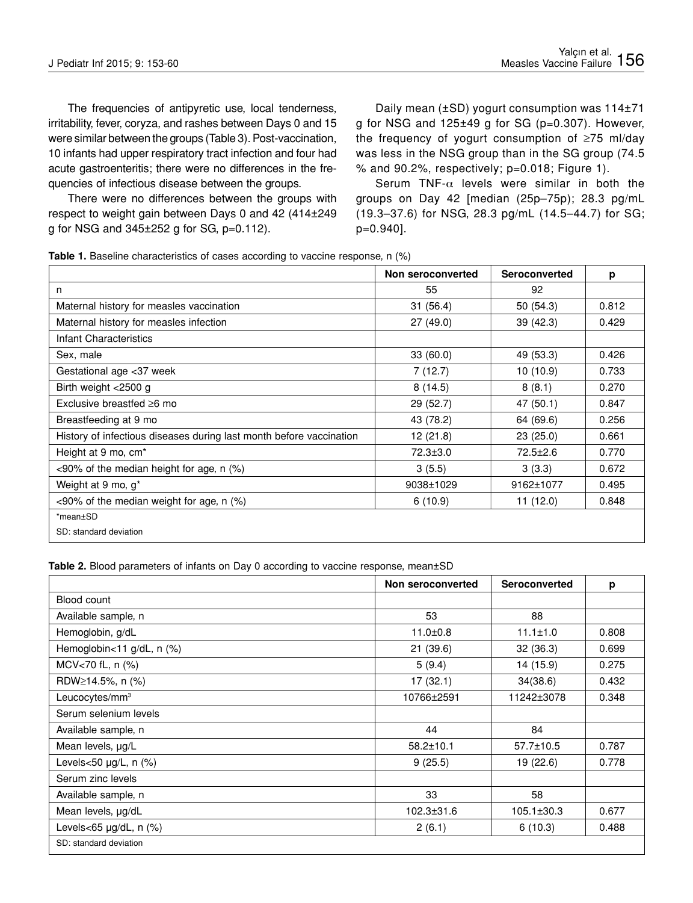The frequencies of antipyretic use, local tenderness, irritability, fever, coryza, and rashes between Days 0 and 15 were similar between the groups (Table 3). Post-vaccination, 10 infants had upper respiratory tract infection and four had acute gastroenteritis; there were no differences in the frequencies of infectious disease between the groups.

There were no differences between the groups with respect to weight gain between Days 0 and 42 (414±249 g for NSG and 345±252 g for SG, p=0.112).

Daily mean (±SD) yogurt consumption was 114±71 g for NSG and 125±49 g for SG (p=0.307). However, the frequency of yogurt consumption of ≥75 ml/day was less in the NSG group than in the SG group (74.5 % and 90.2%, respectively; p=0.018; Figure 1).

Serum TNF-α levels were similar in both the groups on Day 42 [median (25p–75p); 28.3 pg/mL (19.3–37.6) for NSG, 28.3 pg/mL (14.5–44.7) for SG; p=0.940].

**Table 1.** Baseline characteristics of cases according to vaccine response, n (%)

| | Non seroconverted | Seroconverted | p |
|---|---|---|---|
| n | 55 | 92 | |
| Maternal history for measles vaccination | 31 (56.4) | 50 (54.3) | 0.812 |
| Maternal history for measles infection | 27 (49.0) | 39 (42.3) | 0.429 |
| Infant Characteristics | | | |
| Sex, male | 33 (60.0) | 49 (53.3) | 0.426 |
| Gestational age <37 week | 7 (12.7) | 10 (10.9) | 0.733 |
| Birth weight <2500 g | 8 (14.5) | 8 (8.1) | 0.270 |
| Exclusive breastfed ≥6 mo | 29 (52.7) | 47 (50.1) | 0.847 |
| Breastfeeding at 9 mo | 43 (78.2) | 64 (69.6) | 0.256 |
| History of infectious diseases during last month before vaccination | 12 (21.8) | 23 (25.0) | 0.661 |
| Height at 9 mo, cm* | 72.3±3.0 | 72.5±2.6 | 0.770 |
| <90% of the median height for age, n (%) | 3 (5.5) | 3 (3.3) | 0.672 |
| Weight at 9 mo, g* | 9038±1029 | 9162±1077 | 0.495 |
| <90% of the median weight for age, n (%) | 6 (10.9) | 11 (12.0) | 0.848 |

*mean±SD

SD: standard deviation

**Table 2.** Blood parameters of infants on Day 0 according to vaccine response, mean±SD

| | Non seroconverted | Seroconverted | p |
|---|---|---|---|
| Blood count | | | |
| Available sample, n | 53 | 88 | |
| Hemoglobin, g/dL | 11.0±0.8 | 11.1±1.0 | 0.808 |
| Hemoglobin<11 g/dL, n (%) | 21 (39.6) | 32 (36.3) | 0.699 |
| MCV<70 fL, n (%) | 5 (9.4) | 14 (15.9) | 0.275 |
| RDW≥14.5%, n (%) | 17 (32.1) | 34(38.6) | 0.432 |
| Leucocytes/mm$^3$ | 10766±2591 | 11242±3078 | 0.348 |
| Serum selenium levels | | | |
| Available sample, n | 44 | 84 | |
| Mean levels, µg/L | 58.2±10.1 | 57.7±10.5 | 0.787 |
| Levels<50 µg/L, n (%) | 9 (25.5) | 19 (22.6) | 0.778 |
| Serum zinc levels | | | |
| Available sample, n | 33 | 58 | |
| Mean levels, µg/dL | 102.3±31.6 | 105.1±30.3 | 0.677 |
| Levels<65 µg/dL, n (%) | 2 (6.1) | 6 (10.3) | 0.488 |

SD: standard deviation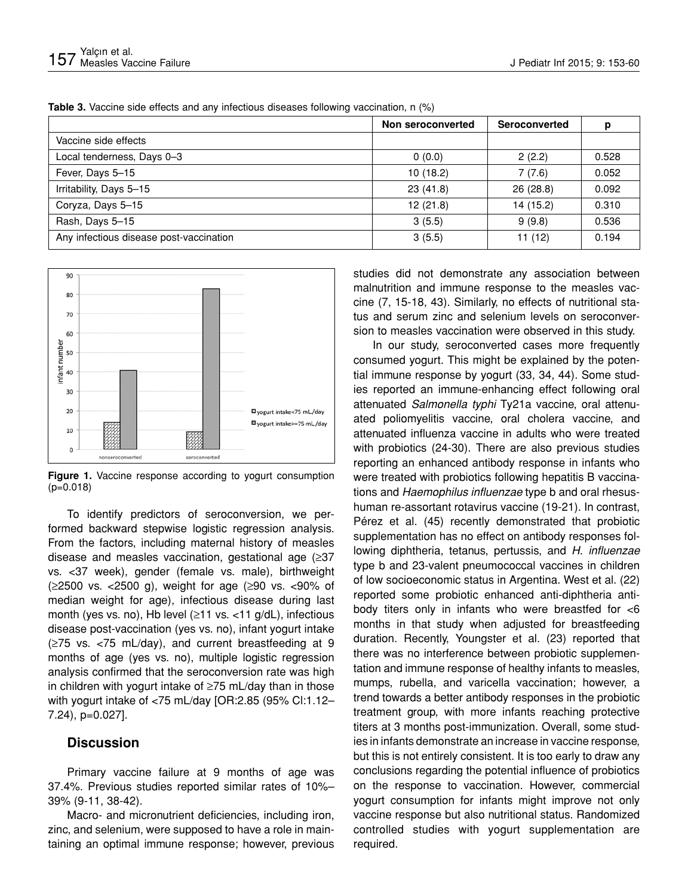**Table 3.** Vaccine side effects and any infectious diseases following vaccination, n (%)

| | Non seroconverted | Seroconverted | p |
|---|---|---|---|
| Vaccine side effects | | | |
| Local tenderness, Days 0–3 | 0 (0.0) | 2 (2.2) | 0.528 |
| Fever, Days 5–15 | 10 (18.2) | 7 (7.6) | 0.052 |
| Irritability, Days 5–15 | 23 (41.8) | 26 (28.8) | 0.092 |
| Coryza, Days 5–15 | 12 (21.8) | 14 (15.2) | 0.310 |
| Rash, Days 5–15 | 3 (5.5) | 9 (9.8) | 0.536 |
| Any infectious disease post-vaccination | 3 (5.5) | 11 (12) | 0.194 |

**Figure 1.** Vaccine response according to yogurt consumption (p=0.018)

To identify predictors of seroconversion, we performed backward stepwise logistic regression analysis. From the factors, including maternal history of measles disease and measles vaccination, gestational age (≥37 vs. <37 week), gender (female vs. male), birthweight (≥2500 vs. <2500 g), weight for age (≥90 vs. <90% of median weight for age), infectious disease during last month (yes vs. no), Hb level (≥11 vs. <11 g/dL), infectious disease post-vaccination (yes vs. no), infant yogurt intake (≥75 vs. <75 mL/day), and current breastfeeding at 9 months of age (yes vs. no), multiple logistic regression analysis confirmed that the seroconversion rate was high in children with yogurt intake of ≥75 mL/day than in those with yogurt intake of <75 mL/day [OR:2.85 (95% CI:1.12–7.24), p=0.027].

## Discussion

Primary vaccine failure at 9 months of age was 37.4%. Previous studies reported similar rates of 10%–39% (9-11, 38-42).

Macro- and micronutrient deficiencies, including iron, zinc, and selenium, were supposed to have a role in maintaining an optimal immune response; however, previous studies did not demonstrate any association between malnutrition and immune response to the measles vaccine (7, 15-18, 43). Similarly, no effects of nutritional status and serum zinc and selenium levels on seroconversion to measles vaccination were observed in this study.

In our study, seroconverted cases more frequently consumed yogurt. This might be explained by the potential immune response by yogurt (33, 34, 44). Some studies reported an immune-enhancing effect following oral attenuated *Salmonella typhi* Ty21a vaccine, oral attenuated poliomyelitis vaccine, oral cholera vaccine, and attenuated influenza vaccine in adults who were treated with probiotics (24-30). There are also previous studies reporting an enhanced antibody response in infants who were treated with probiotics following hepatitis B vaccinations and *Haemophilus influenzae* type b and oral rhesus-human re-assortant rotavirus vaccine (19-21). In contrast, Pérez et al. (45) recently demonstrated that probiotic supplementation has no effect on antibody responses following diphtheria, tetanus, pertussis, and *H. influenzae* type b and 23-valent pneumococcal vaccines in children of low socioeconomic status in Argentina. West et al. (22) reported some probiotic enhanced anti-diphtheria antibody titers only in infants who were breastfed for <6 months in that study when adjusted for breastfeeding duration. Recently, Youngster et al. (23) reported that there was no interference between probiotic supplementation and immune response of healthy infants to measles, mumps, rubella, and varicella vaccination; however, a trend towards a better antibody responses in the probiotic treatment group, with more infants reaching protective titers at 3 months post-immunization. Overall, some studies in infants demonstrate an increase in vaccine response, but this is not entirely consistent. It is too early to draw any conclusions regarding the potential influence of probiotics on the response to vaccination. However, commercial yogurt consumption for infants might improve not only vaccine response but also nutritional status. Randomized controlled studies with yogurt supplementation are required.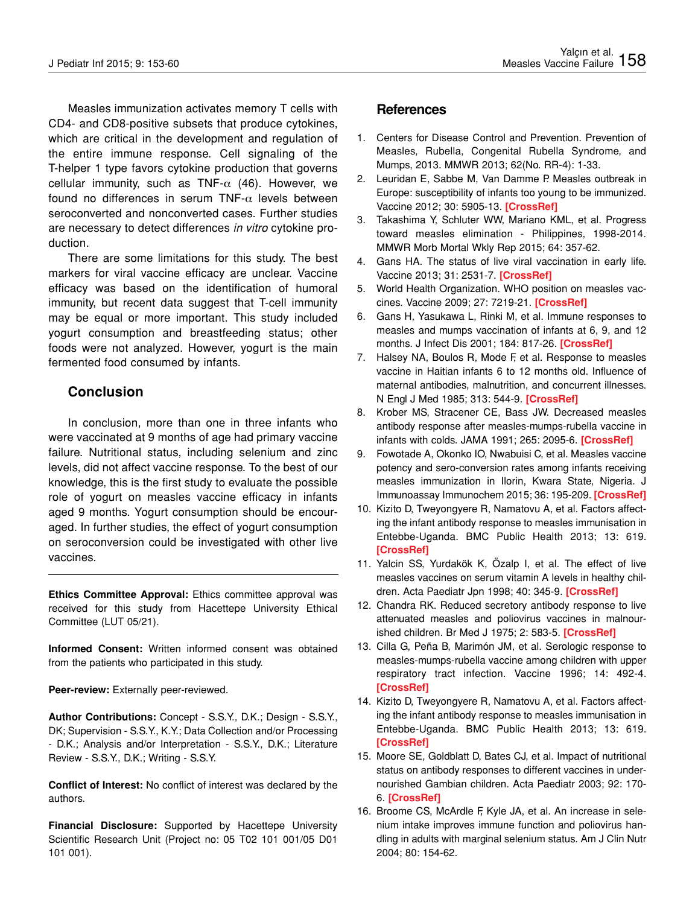Measles immunization activates memory T cells with CD4- and CD8-positive subsets that produce cytokines, which are critical in the development and regulation of the entire immune response. Cell signaling of the T-helper 1 type favors cytokine production that governs cellular immunity, such as TNF-$\alpha$ (46). However, we found no differences in serum TNF-$\alpha$ levels between seroconverted and nonconverted cases. Further studies are necessary to detect differences *in vitro* cytokine production.

There are some limitations for this study. The best markers for viral vaccine efficacy are unclear. Vaccine efficacy was based on the identification of humoral immunity, but recent data suggest that T-cell immunity may be equal or more important. This study included yogurt consumption and breastfeeding status; other foods were not analyzed. However, yogurt is the main fermented food consumed by infants.

## Conclusion

In conclusion, more than one in three infants who were vaccinated at 9 months of age had primary vaccine failure. Nutritional status, including selenium and zinc levels, did not affect vaccine response. To the best of our knowledge, this is the first study to evaluate the possible role of yogurt on measles vaccine efficacy in infants aged 9 months. Yogurt consumption should be encouraged. In further studies, the effect of yogurt consumption on seroconversion could be investigated with other live vaccines.

---

**Ethics Committee Approval:** Ethics committee approval was received for this study from Hacettepe University Ethical Committee (LUT 05/21).

**Informed Consent:** Written informed consent was obtained from the patients who participated in this study.

**Peer-review:** Externally peer-reviewed.

**Author Contributions:** Concept - S.S.Y., D.K.; Design - S.S.Y., DK; Supervision - S.S.Y., K.Y.; Data Collection and/or Processing - D.K.; Analysis and/or Interpretation - S.S.Y., D.K.; Literature Review - S.S.Y., D.K.; Writing - S.S.Y.

**Conflict of Interest:** No conflict of interest was declared by the authors.

**Financial Disclosure:** Supported by Hacettepe University Scientific Research Unit (Project no: 05 T02 101 001/05 D01 101 001).

## References

1. Centers for Disease Control and Prevention. Prevention of Measles, Rubella, Congenital Rubella Syndrome, and Mumps, 2013. MMWR 2013; 62(No. RR-4): 1-33.
2. Leuridan E, Sabbe M, Van Damme P. Measles outbreak in Europe: susceptibility of infants too young to be immunized. Vaccine 2012; 30: 5905-13. [CrossRef]
3. Takashima Y, Schluter WW, Mariano KML, et al. Progress toward measles elimination - Philippines, 1998-2014. MMWR Morb Mortal Wkly Rep 2015; 64: 357-62.
4. Gans HA. The status of live viral vaccination in early life. Vaccine 2013; 31: 2531-7. [CrossRef]
5. World Health Organization. WHO position on measles vaccines. Vaccine 2009; 27: 7219-21. [CrossRef]
6. Gans H, Yasukawa L, Rinki M, et al. Immune responses to measles and mumps vaccination of infants at 6, 9, and 12 months. J Infect Dis 2001; 184: 817-26. [CrossRef]
7. Halsey NA, Boulos R, Mode F, et al. Response to measles vaccine in Haitian infants 6 to 12 months old. Influence of maternal antibodies, malnutrition, and concurrent illnesses. N Engl J Med 1985; 313: 544-9. [CrossRef]
8. Krober MS, Stracener CE, Bass JW. Decreased measles antibody response after measles-mumps-rubella vaccine in infants with colds. JAMA 1991; 265: 2095-6. [CrossRef]
9. Fowotade A, Okonko IO, Nwabuisi C, et al. Measles vaccine potency and sero-conversion rates among infants receiving measles immunization in Ilorin, Kwara State, Nigeria. J Immunoassay Immunochem 2015; 36: 195-209. [CrossRef]
10. Kizito D, Tweyongyere R, Namatovu A, et al. Factors affecting the infant antibody response to measles immunisation in Entebbe-Uganda. BMC Public Health 2013; 13: 619. [CrossRef]
11. Yalcin SS, Yurdakök K, Özalp I, et al. The effect of live measles vaccines on serum vitamin A levels in healthy children. Acta Paediatr Jpn 1998; 40: 345-9. [CrossRef]
12. Chandra RK. Reduced secretory antibody response to live attenuated measles and poliovirus vaccines in malnourished children. Br Med J 1975; 2: 583-5. [CrossRef]
13. Cilla G, Peña B, Marimón JM, et al. Serologic response to measles-mumps-rubella vaccine among children with upper respiratory tract infection. Vaccine 1996; 14: 492-4. [CrossRef]
14. Kizito D, Tweyongyere R, Namatovu A, et al. Factors affecting the infant antibody response to measles immunisation in Entebbe-Uganda. BMC Public Health 2013; 13: 619. [CrossRef]
15. Moore SE, Goldblatt D, Bates CJ, et al. Impact of nutritional status on antibody responses to different vaccines in undernourished Gambian children. Acta Paediatr 2003; 92: 170-6. [CrossRef]
16. Broome CS, McArdle F, Kyle JA, et al. An increase in selenium intake improves immune function and poliovirus handling in adults with marginal selenium status. Am J Clin Nutr 2004; 80: 154-62.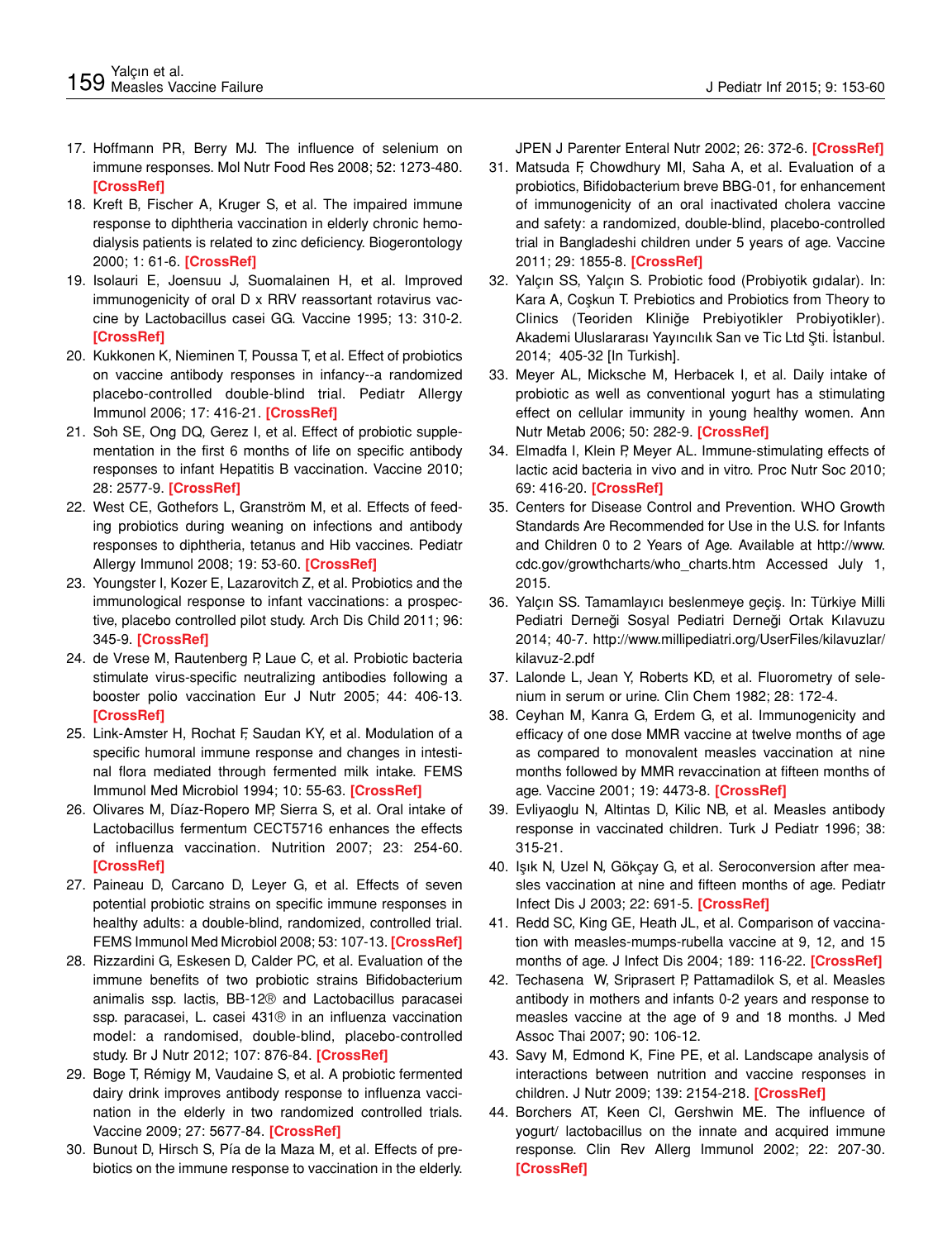17. Hoffmann PR, Berry MJ. The influence of selenium on immune responses. Mol Nutr Food Res 2008; 52: 1273-480. [CrossRef]
18. Kreft B, Fischer A, Kruger S, et al. The impaired immune response to diphtheria vaccination in elderly chronic hemodialysis patients is related to zinc deficiency. Biogerontology 2000; 1: 61-6. [CrossRef]
19. Isolauri E, Joensuu J, Suomalainen H, et al. Improved immunogenicity of oral D x RRV reassortant rotavirus vaccine by Lactobacillus casei GG. Vaccine 1995; 13: 310-2. [CrossRef]
20. Kukkonen K, Nieminen T, Poussa T, et al. Effect of probiotics on vaccine antibody responses in infancy--a randomized placebo-controlled double-blind trial. Pediatr Allergy Immunol 2006; 17: 416-21. [CrossRef]
21. Soh SE, Ong DQ, Gerez I, et al. Effect of probiotic supplementation in the first 6 months of life on specific antibody responses to infant Hepatitis B vaccination. Vaccine 2010; 28: 2577-9. [CrossRef]
22. West CE, Gothefors L, Granström M, et al. Effects of feeding probiotics during weaning on infections and antibody responses to diphtheria, tetanus and Hib vaccines. Pediatr Allergy Immunol 2008; 19: 53-60. [CrossRef]
23. Youngster I, Kozer E, Lazarovitch Z, et al. Probiotics and the immunological response to infant vaccinations: a prospective, placebo controlled pilot study. Arch Dis Child 2011; 96: 345-9. [CrossRef]
24. de Vrese M, Rautenberg P, Laue C, et al. Probiotic bacteria stimulate virus-specific neutralizing antibodies following a booster polio vaccination Eur J Nutr 2005; 44: 406-13. [CrossRef]
25. Link-Amster H, Rochat F, Saudan KY, et al. Modulation of a specific humoral immune response and changes in intestinal flora mediated through fermented milk intake. FEMS Immunol Med Microbiol 1994; 10: 55-63. [CrossRef]
26. Olivares M, Díaz-Ropero MP, Sierra S, et al. Oral intake of Lactobacillus fermentum CECT5716 enhances the effects of influenza vaccination. Nutrition 2007; 23: 254-60. [CrossRef]
27. Paineau D, Carcano D, Leyer G, et al. Effects of seven potential probiotic strains on specific immune responses in healthy adults: a double-blind, randomized, controlled trial. FEMS Immunol Med Microbiol 2008; 53: 107-13. [CrossRef]
28. Rizzardini G, Eskesen D, Calder PC, et al. Evaluation of the immune benefits of two probiotic strains Bifidobacterium animalis ssp. lactis, BB-12® and Lactobacillus paracasei ssp. paracasei, L. casei 431® in an influenza vaccination model: a randomised, double-blind, placebo-controlled study. Br J Nutr 2012; 107: 876-84. [CrossRef]
29. Boge T, Rémigy M, Vaudaine S, et al. A probiotic fermented dairy drink improves antibody response to influenza vaccination in the elderly in two randomized controlled trials. Vaccine 2009; 27: 5677-84. [CrossRef]
30. Bunout D, Hirsch S, Pía de la Maza M, et al. Effects of prebiotics on the immune response to vaccination in the elderly. JPEN J Parenter Enteral Nutr 2002; 26: 372-6. [CrossRef]
31. Matsuda F, Chowdhury MI, Saha A, et al. Evaluation of a probiotics, Bifidobacterium breve BBG-01, for enhancement of immunogenicity of an oral inactivated cholera vaccine and safety: a randomized, double-blind, placebo-controlled trial in Bangladeshi children under 5 years of age. Vaccine 2011; 29: 1855-8. [CrossRef]
32. Yalçın SS, Yalçın S. Probiotic food (Probiyotik gıdalar). In: Kara A, Coşkun T. Prebiotics and Probiotics from Theory to Clinics (Teoriden Kliniğe Prebiyotikler Probiyotikler). Akademi Uluslararası Yayıncılık San ve Tic Ltd Şti. İstanbul. 2014; 405-32 [In Turkish].
33. Meyer AL, Micksche M, Herbacek I, et al. Daily intake of probiotic as well as conventional yogurt has a stimulating effect on cellular immunity in young healthy women. Ann Nutr Metab 2006; 50: 282-9. [CrossRef]
34. Elmadfa I, Klein P, Meyer AL. Immune-stimulating effects of lactic acid bacteria in vivo and in vitro. Proc Nutr Soc 2010; 69: 416-20. [CrossRef]
35. Centers for Disease Control and Prevention. WHO Growth Standards Are Recommended for Use in the U.S. for Infants and Children 0 to 2 Years of Age. Available at http://www.cdc.gov/growthcharts/who_charts.htm Accessed July 1, 2015.
36. Yalçın SS. Tamamlayıcı beslenmeye geçiş. In: Türkiye Milli Pediatri Derneği Sosyal Pediatri Derneği Ortak Kılavuzu 2014; 40-7. http://www.millipediatri.org/UserFiles/kilavuzlar/kilavuz-2.pdf
37. Lalonde L, Jean Y, Roberts KD, et al. Fluorometry of selenium in serum or urine. Clin Chem 1982; 28: 172-4.
38. Ceyhan M, Kanra G, Erdem G, et al. Immunogenicity and efficacy of one dose MMR vaccine at twelve months of age as compared to monovalent measles vaccination at nine months followed by MMR revaccination at fifteen months of age. Vaccine 2001; 19: 4473-8. [CrossRef]
39. Evliyaoglu N, Altintas D, Kilic NB, et al. Measles antibody response in vaccinated children. Turk J Pediatr 1996; 38: 315-21.
40. Işık N, Uzel N, Gökçay G, et al. Seroconversion after measles vaccination at nine and fifteen months of age. Pediatr Infect Dis J 2003; 22: 691-5. [CrossRef]
41. Redd SC, King GE, Heath JL, et al. Comparison of vaccination with measles-mumps-rubella vaccine at 9, 12, and 15 months of age. J Infect Dis 2004; 189: 116-22. [CrossRef]
42. Techasena W, Sripraset P, Pattamadilok S, et al. Measles antibody in mothers and infants 0-2 years and response to measles vaccine at the age of 9 and 18 months. J Med Assoc Thai 2007; 90: 106-12.
43. Savy M, Edmond K, Fine PE, et al. Landscape analysis of interactions between nutrition and vaccine responses in children. J Nutr 2009; 139: 2154-218. [CrossRef]
44. Borchers AT, Keen CI, Gershwin ME. The influence of yogurt/ lactobacillus on the innate and acquired immune response. Clin Rev Allerg Immunol 2002; 22: 207-30. [CrossRef]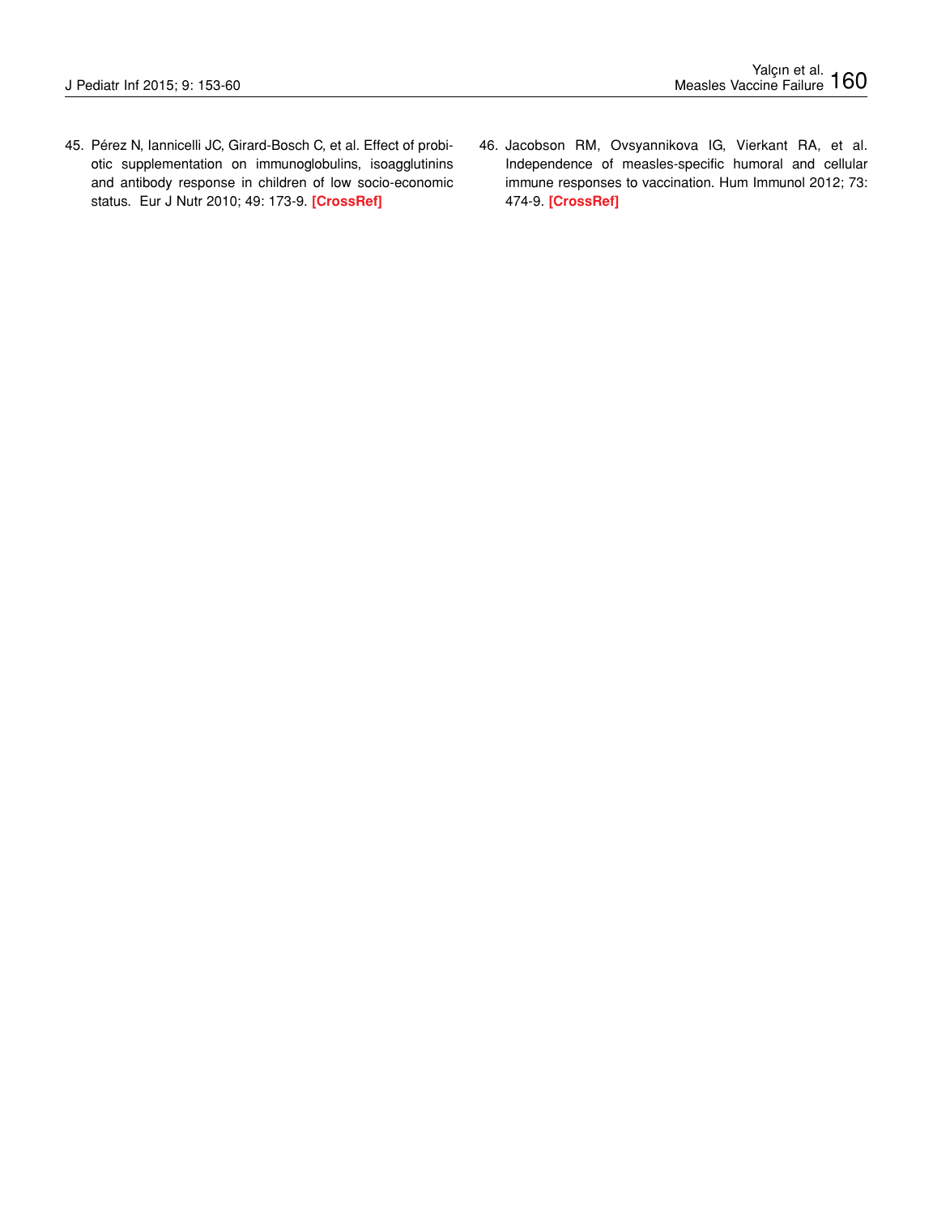45. Pérez N, Iannicelli JC, Girard-Bosch C, et al. Effect of probiotic supplementation on immunoglobulins, isoagglutinins and antibody response in children of low socio-economic status. Eur J Nutr 2010; 49: 173-9. [CrossRef]

46. Jacobson RM, Ovsyannikova IG, Vierkant RA, et al. Independence of measles-specific humoral and cellular immune responses to vaccination. Hum Immunol 2012; 73: 474-9. [CrossRef]